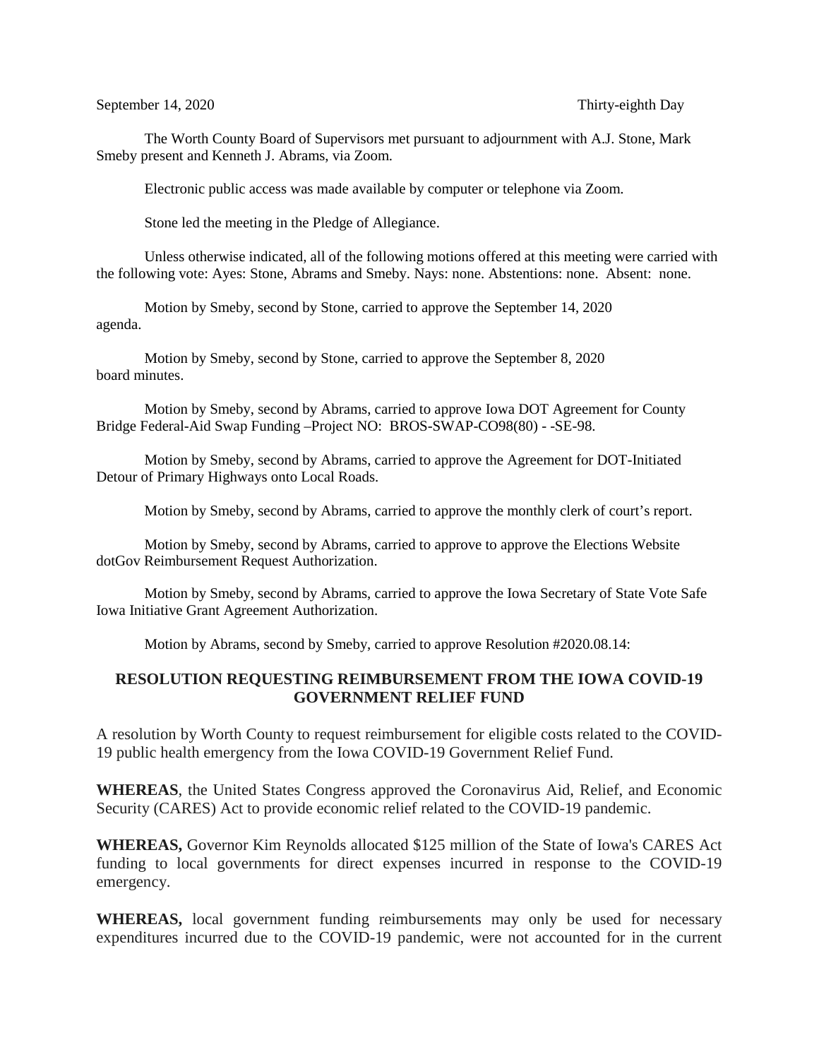September 14, 2020 Thirty-eighth Day

The Worth County Board of Supervisors met pursuant to adjournment with A.J. Stone, Mark Smeby present and Kenneth J. Abrams, via Zoom.

Electronic public access was made available by computer or telephone via Zoom.

Stone led the meeting in the Pledge of Allegiance.

Unless otherwise indicated, all of the following motions offered at this meeting were carried with the following vote: Ayes: Stone, Abrams and Smeby. Nays: none. Abstentions: none. Absent: none.

Motion by Smeby, second by Stone, carried to approve the September 14, 2020 agenda.

Motion by Smeby, second by Stone, carried to approve the September 8, 2020 board minutes.

Motion by Smeby, second by Abrams, carried to approve Iowa DOT Agreement for County Bridge Federal-Aid Swap Funding –Project NO: BROS-SWAP-CO98(80) - -SE-98.

Motion by Smeby, second by Abrams, carried to approve the Agreement for DOT-Initiated Detour of Primary Highways onto Local Roads.

Motion by Smeby, second by Abrams, carried to approve the monthly clerk of court's report.

Motion by Smeby, second by Abrams, carried to approve to approve the Elections Website dotGov Reimbursement Request Authorization.

Motion by Smeby, second by Abrams, carried to approve the Iowa Secretary of State Vote Safe Iowa Initiative Grant Agreement Authorization.

Motion by Abrams, second by Smeby, carried to approve Resolution #2020.08.14:

## RESOLUTION REQUESTING REIMBURSEMENT FROM THE IOWA COVID-19 GOVERNMENT RELIEF FUND

A resolution by Worth County to request reimbursement for eligible costs related to the COVID-19 public health emergency from the Iowa COVID-19 Government Relief Fund.

**WHEREAS**, the United States Congress approved the Coronavirus Aid, Relief, and Economic Security (CARES) Act to provide economic relief related to the COVID-19 pandemic.

**WHEREAS,** Governor Kim Reynolds allocated $125 million of the State of Iowa's CARES Act funding to local governments for direct expenses incurred in response to the COVID-19 emergency.

**WHEREAS,** local government funding reimbursements may only be used for necessary expenditures incurred due to the COVID-19 pandemic, were not accounted for in the current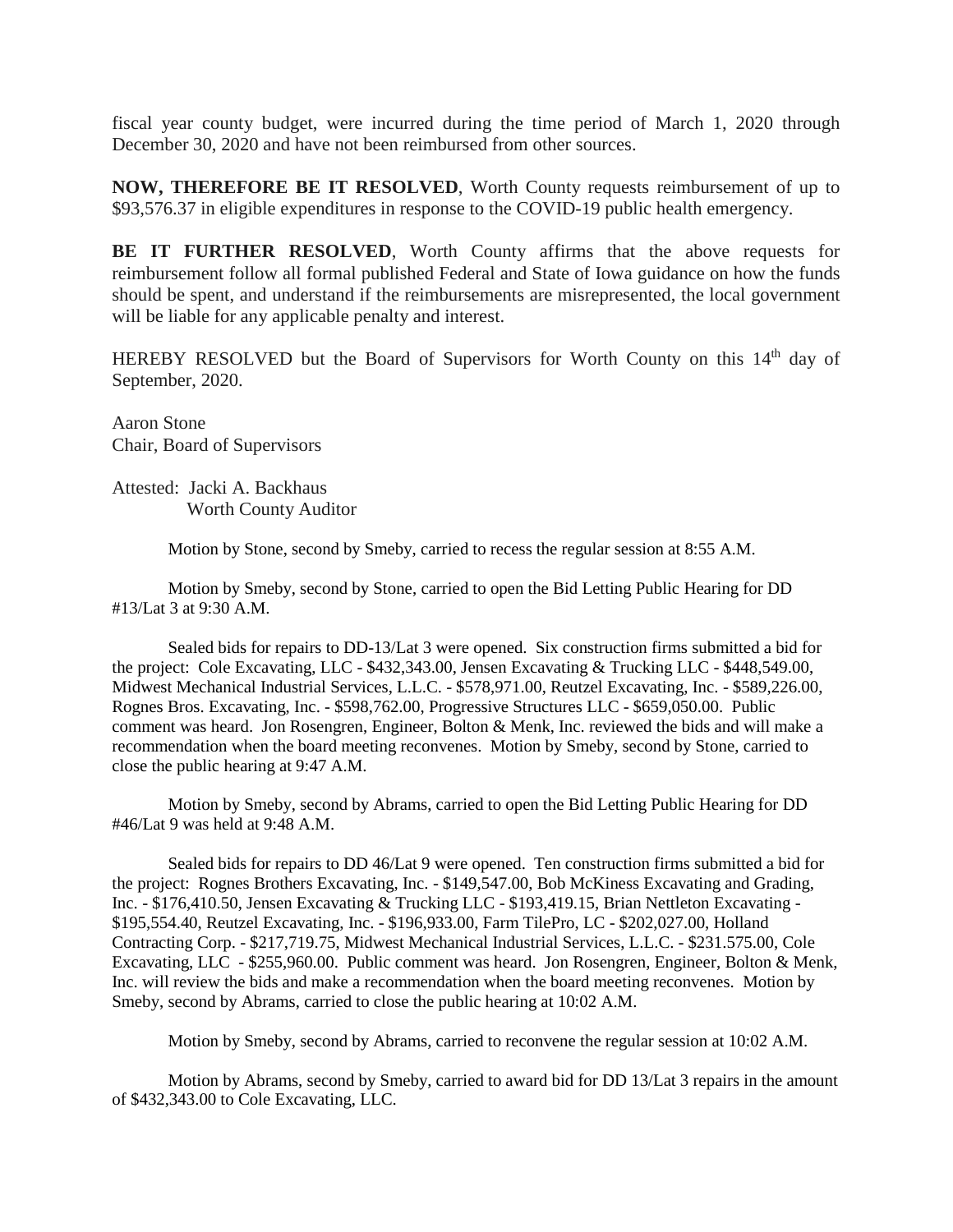fiscal year county budget, were incurred during the time period of March 1, 2020 through December 30, 2020 and have not been reimbursed from other sources.

**NOW, THEREFORE BE IT RESOLVED**, Worth County requests reimbursement of up to $93,576.37 in eligible expenditures in response to the COVID-19 public health emergency.

**BE IT FURTHER RESOLVED**, Worth County affirms that the above requests for reimbursement follow all formal published Federal and State of Iowa guidance on how the funds should be spent, and understand if the reimbursements are misrepresented, the local government will be liable for any applicable penalty and interest.

HEREBY RESOLVED but the Board of Supervisors for Worth County on this 14th day of September, 2020.

Aaron Stone
Chair, Board of Supervisors

Attested: Jacki A. Backhaus
Worth County Auditor

Motion by Stone, second by Smeby, carried to recess the regular session at 8:55 A.M.

Motion by Smeby, second by Stone, carried to open the Bid Letting Public Hearing for DD #13/Lat 3 at 9:30 A.M.

Sealed bids for repairs to DD-13/Lat 3 were opened. Six construction firms submitted a bid for the project: Cole Excavating, LLC - $432,343.00, Jensen Excavating & Trucking LLC - $448,549.00, Midwest Mechanical Industrial Services, L.L.C. - $578,971.00, Reutzel Excavating, Inc. - $589,226.00, Rognes Bros. Excavating, Inc. - $598,762.00, Progressive Structures LLC - $659,050.00. Public comment was heard. Jon Rosengren, Engineer, Bolton & Menk, Inc. reviewed the bids and will make a recommendation when the board meeting reconvenes. Motion by Smeby, second by Stone, carried to close the public hearing at 9:47 A.M.

Motion by Smeby, second by Abrams, carried to open the Bid Letting Public Hearing for DD #46/Lat 9 was held at 9:48 A.M.

Sealed bids for repairs to DD 46/Lat 9 were opened. Ten construction firms submitted a bid for the project: Rognes Brothers Excavating, Inc. - $149,547.00, Bob McKiness Excavating and Grading, Inc. - $176,410.50, Jensen Excavating & Trucking LLC - $193,419.15, Brian Nettleton Excavating - $195,554.40, Reutzel Excavating, Inc. - $196,933.00, Farm TilePro, LC - $202,027.00, Holland Contracting Corp. - $217,719.75, Midwest Mechanical Industrial Services, L.L.C. - $231.575.00, Cole Excavating, LLC - $255,960.00. Public comment was heard. Jon Rosengren, Engineer, Bolton & Menk, Inc. will review the bids and make a recommendation when the board meeting reconvenes. Motion by Smeby, second by Abrams, carried to close the public hearing at 10:02 A.M.

Motion by Smeby, second by Abrams, carried to reconvene the regular session at 10:02 A.M.

Motion by Abrams, second by Smeby, carried to award bid for DD 13/Lat 3 repairs in the amount of $432,343.00 to Cole Excavating, LLC.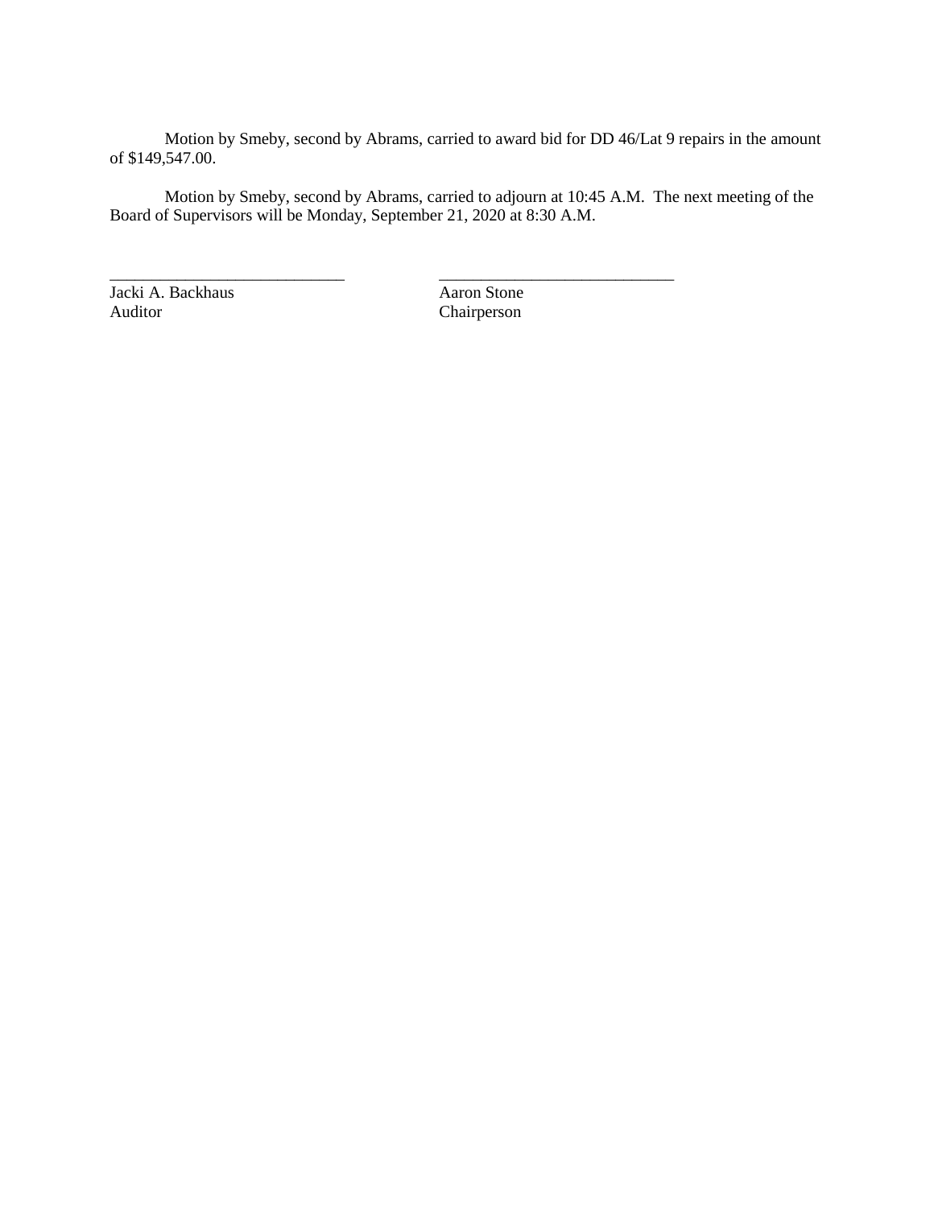Motion by Smeby, second by Abrams, carried to award bid for DD 46/Lat 9 repairs in the amount of $149,547.00.

Motion by Smeby, second by Abrams, carried to adjourn at 10:45 A.M. The next meeting of the Board of Supervisors will be Monday, September 21, 2020 at 8:30 A.M.

| | |
|---|---|
| ____________________________ | ____________________________ |
| Jacki A. Backhaus | Aaron Stone |
| Auditor | Chairperson |